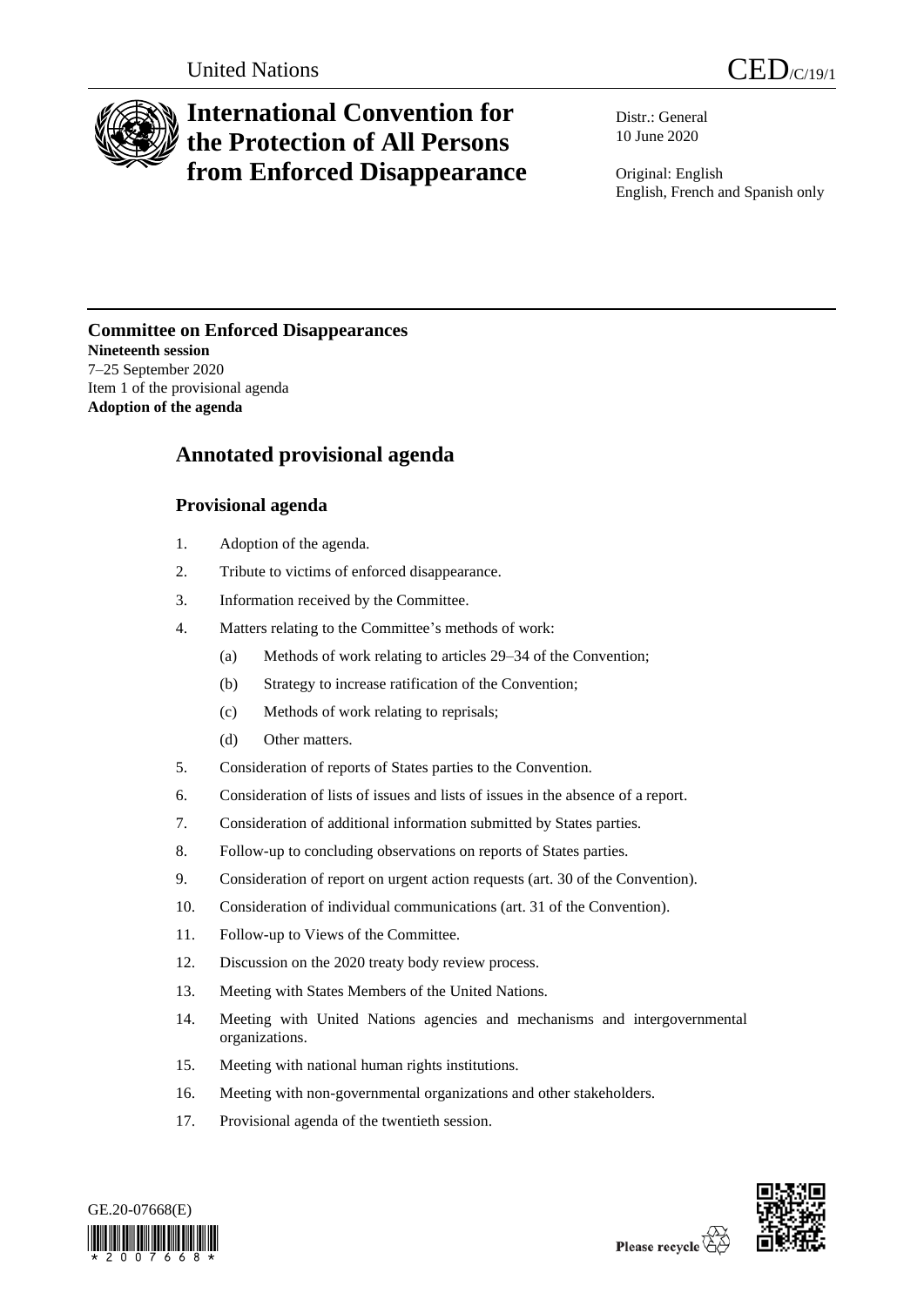United Nations CED/C/19/1

# International Convention for the Protection of All Persons from Enforced Disappearance

Distr.: General
10 June 2020

Original: English
English, French and Spanish only

**Committee on Enforced Disappearances**
**Nineteenth session**
7–25 September 2020
Item 1 of the provisional agenda
**Adoption of the agenda**

## Annotated provisional agenda

### Provisional agenda

1. Adoption of the agenda.
2. Tribute to victims of enforced disappearance.
3. Information received by the Committee.
4. Matters relating to the Committee's methods of work:
   (a) Methods of work relating to articles 29–34 of the Convention;
   (b) Strategy to increase ratification of the Convention;
   (c) Methods of work relating to reprisals;
   (d) Other matters.
5. Consideration of reports of States parties to the Convention.
6. Consideration of lists of issues and lists of issues in the absence of a report.
7. Consideration of additional information submitted by States parties.
8. Follow-up to concluding observations on reports of States parties.
9. Consideration of report on urgent action requests (art. 30 of the Convention).
10. Consideration of individual communications (art. 31 of the Convention).
11. Follow-up to Views of the Committee.
12. Discussion on the 2020 treaty body review process.
13. Meeting with States Members of the United Nations.
14. Meeting with United Nations agencies and mechanisms and intergovernmental organizations.
15. Meeting with national human rights institutions.
16. Meeting with non-governmental organizations and other stakeholders.
17. Provisional agenda of the twentieth session.

GE.20-07668(E)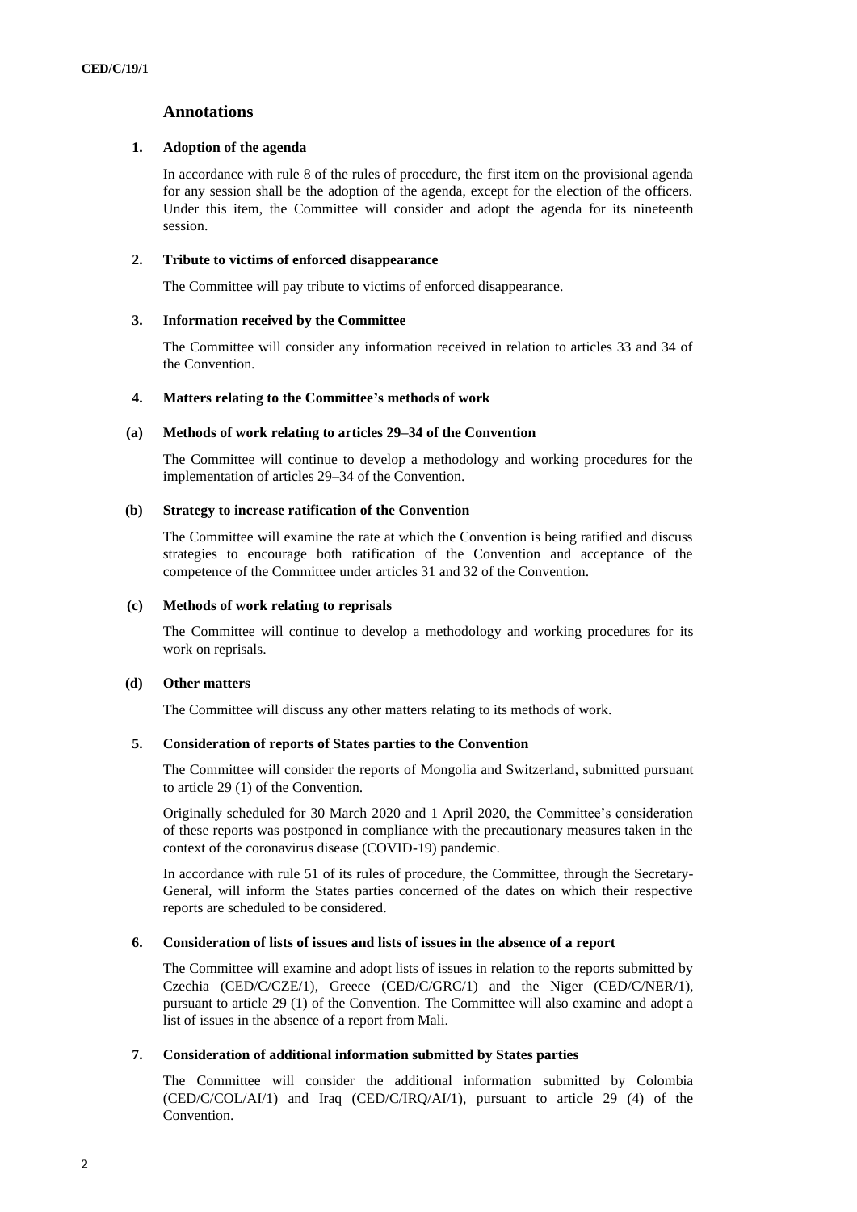## Annotations

### 1. Adoption of the agenda

In accordance with rule 8 of the rules of procedure, the first item on the provisional agenda for any session shall be the adoption of the agenda, except for the election of the officers. Under this item, the Committee will consider and adopt the agenda for its nineteenth session.

### 2. Tribute to victims of enforced disappearance

The Committee will pay tribute to victims of enforced disappearance.

### 3. Information received by the Committee

The Committee will consider any information received in relation to articles 33 and 34 of the Convention.

### 4. Matters relating to the Committee's methods of work

#### (a) Methods of work relating to articles 29–34 of the Convention

The Committee will continue to develop a methodology and working procedures for the implementation of articles 29–34 of the Convention.

#### (b) Strategy to increase ratification of the Convention

The Committee will examine the rate at which the Convention is being ratified and discuss strategies to encourage both ratification of the Convention and acceptance of the competence of the Committee under articles 31 and 32 of the Convention.

#### (c) Methods of work relating to reprisals

The Committee will continue to develop a methodology and working procedures for its work on reprisals.

#### (d) Other matters

The Committee will discuss any other matters relating to its methods of work.

### 5. Consideration of reports of States parties to the Convention

The Committee will consider the reports of Mongolia and Switzerland, submitted pursuant to article 29 (1) of the Convention.

Originally scheduled for 30 March 2020 and 1 April 2020, the Committee's consideration of these reports was postponed in compliance with the precautionary measures taken in the context of the coronavirus disease (COVID-19) pandemic.

In accordance with rule 51 of its rules of procedure, the Committee, through the Secretary-General, will inform the States parties concerned of the dates on which their respective reports are scheduled to be considered.

### 6. Consideration of lists of issues and lists of issues in the absence of a report

The Committee will examine and adopt lists of issues in relation to the reports submitted by Czechia (CED/C/CZE/1), Greece (CED/C/GRC/1) and the Niger (CED/C/NER/1), pursuant to article 29 (1) of the Convention. The Committee will also examine and adopt a list of issues in the absence of a report from Mali.

### 7. Consideration of additional information submitted by States parties

The Committee will consider the additional information submitted by Colombia (CED/C/COL/AI/1) and Iraq (CED/C/IRQ/AI/1), pursuant to article 29 (4) of the Convention.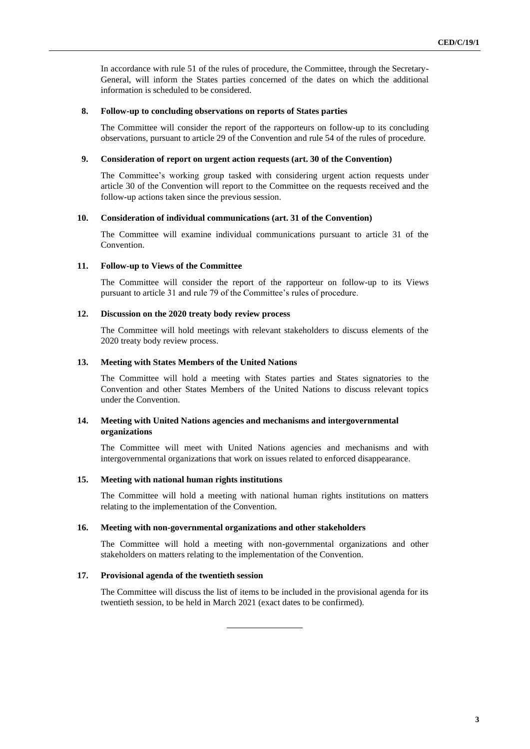In accordance with rule 51 of the rules of procedure, the Committee, through the Secretary-General, will inform the States parties concerned of the dates on which the additional information is scheduled to be considered.

### 8. Follow-up to concluding observations on reports of States parties

The Committee will consider the report of the rapporteurs on follow-up to its concluding observations, pursuant to article 29 of the Convention and rule 54 of the rules of procedure.

### 9. Consideration of report on urgent action requests (art. 30 of the Convention)

The Committee's working group tasked with considering urgent action requests under article 30 of the Convention will report to the Committee on the requests received and the follow-up actions taken since the previous session.

### 10. Consideration of individual communications (art. 31 of the Convention)

The Committee will examine individual communications pursuant to article 31 of the Convention.

### 11. Follow-up to Views of the Committee

The Committee will consider the report of the rapporteur on follow-up to its Views pursuant to article 31 and rule 79 of the Committee's rules of procedure.

### 12. Discussion on the 2020 treaty body review process

The Committee will hold meetings with relevant stakeholders to discuss elements of the 2020 treaty body review process.

### 13. Meeting with States Members of the United Nations

The Committee will hold a meeting with States parties and States signatories to the Convention and other States Members of the United Nations to discuss relevant topics under the Convention.

### 14. Meeting with United Nations agencies and mechanisms and intergovernmental organizations

The Committee will meet with United Nations agencies and mechanisms and with intergovernmental organizations that work on issues related to enforced disappearance.

### 15. Meeting with national human rights institutions

The Committee will hold a meeting with national human rights institutions on matters relating to the implementation of the Convention.

### 16. Meeting with non-governmental organizations and other stakeholders

The Committee will hold a meeting with non-governmental organizations and other stakeholders on matters relating to the implementation of the Convention.

### 17. Provisional agenda of the twentieth session

The Committee will discuss the list of items to be included in the provisional agenda for its twentieth session, to be held in March 2021 (exact dates to be confirmed).